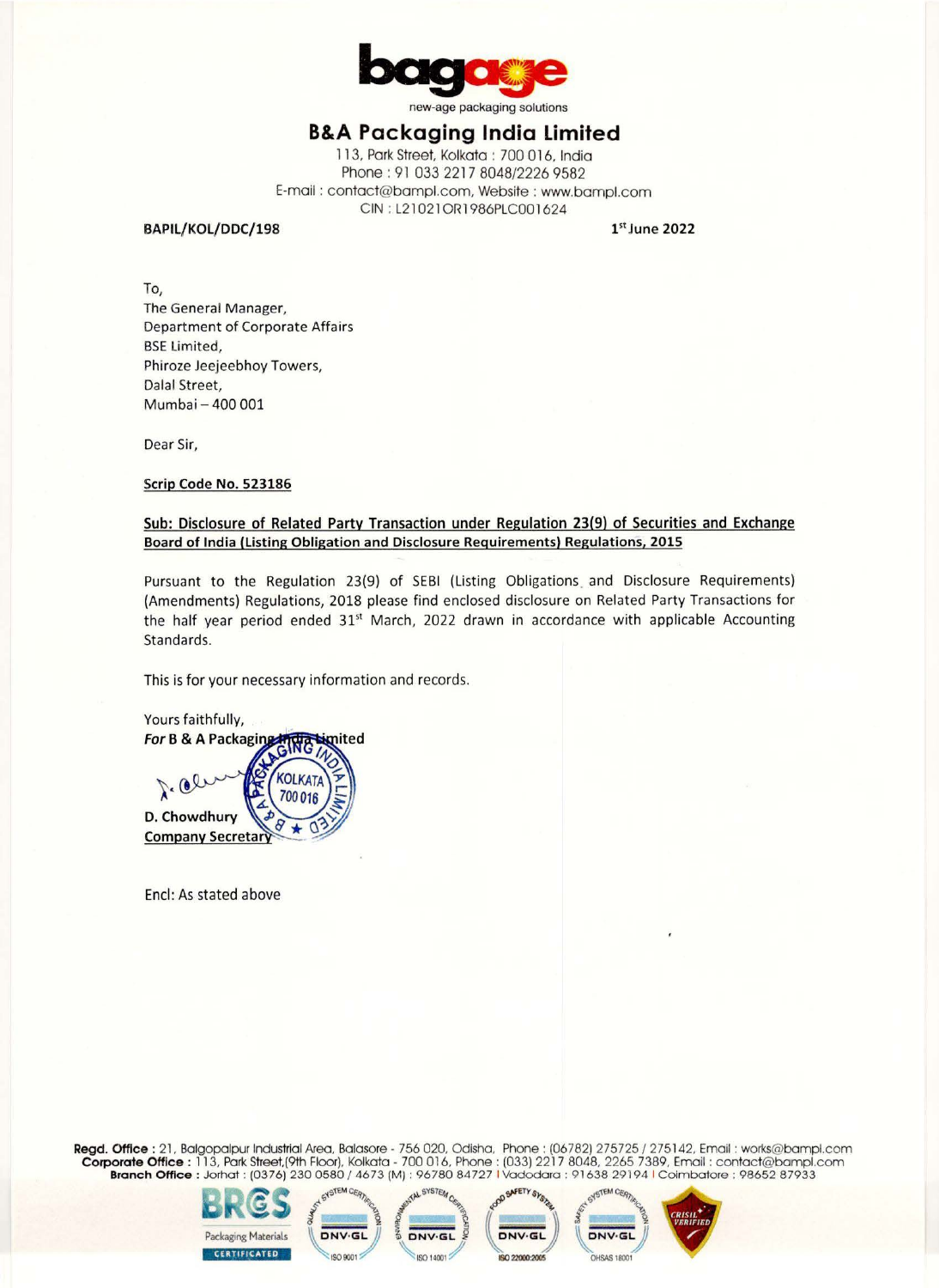new-age packaging solutions

# B&A Packaging India Limited

113, Park Street, Kolkata : 700 016, India
Phone : 91 033 2217 8048/2226 9582
E-mail : contact@bampl.com, Website : www.bampl.com
CIN : L21021OR1986PLC001624

**BAPIL/KOL/DDC/198** **1st June 2022**

To,
The General Manager,
Department of Corporate Affairs
BSE Limited,
Phiroze Jeejeebhoy Towers,
Dalal Street,
Mumbai – 400 001

Dear Sir,

**Scrip Code No. 523186**

**Sub: Disclosure of Related Party Transaction under Regulation 23(9) of Securities and Exchange Board of India (Listing Obligation and Disclosure Requirements) Regulations, 2015**

Pursuant to the Regulation 23(9) of SEBI (Listing Obligations and Disclosure Requirements) (Amendments) Regulations, 2018 please find enclosed disclosure on Related Party Transactions for the half year period ended 31st March, 2022 drawn in accordance with applicable Accounting Standards.

This is for your necessary information and records.

Yours faithfully,
***For* B & A Packaging India Limited**

**D. Chowdhury**
**Company Secretary**

Encl: As stated above

**Regd. Office** : 21, Balgopalpur Industrial Area, Balasore - 756 020, Odisha, Phone : (06782) 275725 / 275142, Email : works@bampl.com
**Corporate Office** : 113, Park Street,(9th Floor), Kolkata - 700 016, Phone : (033) 2217 8048, 2265 7389, Email : contact@bampl.com
**Branch Office** : Jorhat : (0376) 230 0580 / 4673 (M) : 96780 84727 | Vadodara : 91638 29194 | Coimbatore : 98652 87933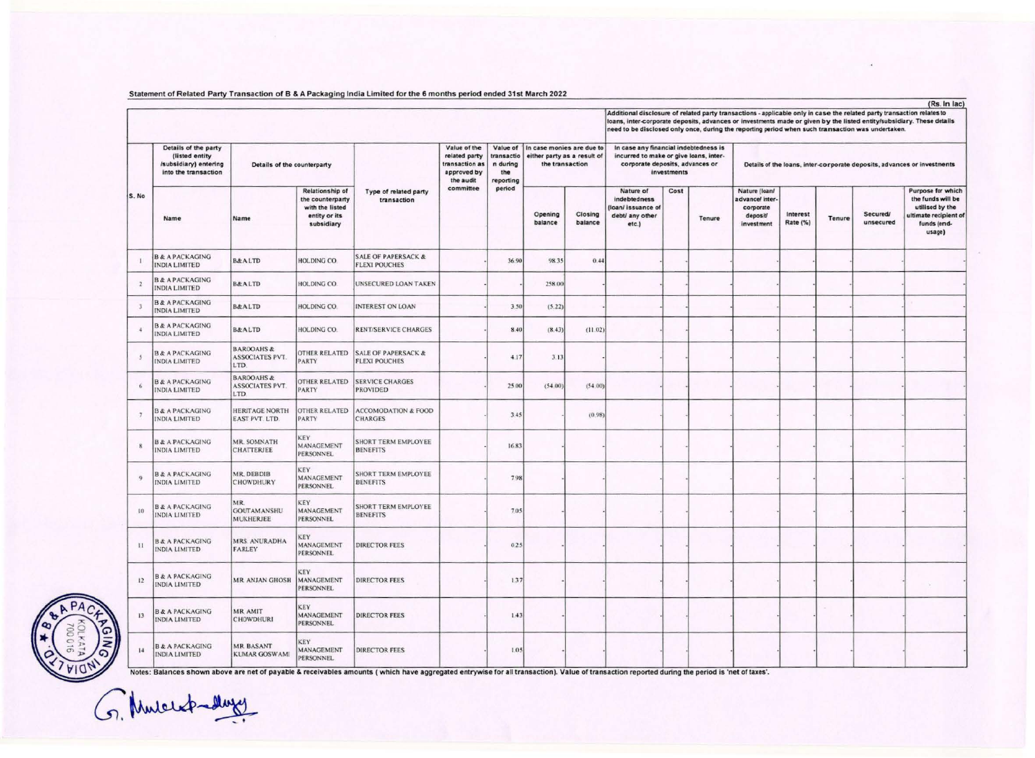Statement of Related Party Transaction of B & A Packaging India Limited for the 6 months period ended 31st March 2022

(Rs. In lac)

| S. No | Details of the party (listed entity /subsidiary) entering into the transaction | Details of the counterparty | | Type of related party transaction | Value of the related party transaction as approved by the audit committee | Value of transaction during the reporting period | In case monies are due to either party as a result of the transaction | | Additional disclosure of related party transactions - applicable only in case the related party transaction relates to loans, inter-corporate deposits, advances or investments made or given by the listed entity/subsidiary. These details need to be disclosed only once, during the reporting period when such transaction was undertaken. In case any financial indebtedness is incurred to make or give loans, inter-corporate deposits, advances or investments | | | Details of the loans, inter-corporate deposits, advances or investments | | | | |
|---|---|---|---|---|---|---|---|---|---|---|---|---|---|---|---|---|
| | Name | Name | Relationship of the counterparty with the listed entity or its subsidiary | | | | Opening balance | Closing balance | Nature of indebtedness (loan/ issuance of debt/ any other etc.) | Cost | Tenure | Nature (loan/ advance/ inter-corporate deposit/ investment | Interest Rate (%) | Tenure | Secured/ unsecured | Purpose for which the funds will be utilised by the ultimate recipient of funds (end-usage) |
| 1 | B & A PACKAGING INDIA LIMITED | B&A LTD | HOLDING CO. | SALE OF PAPERSACK & FLEXI POUCHES | | 36.90 | 98.35 | 0.44 | | - | | | - | - | | - |
| 2 | B & A PACKAGING INDIA LIMITED | B&A LTD | HOLDING CO. | UNSECURED LOAN TAKEN | | - | 258.00 | - | | - | | | - | - | | - |
| 3 | B & A PACKAGING INDIA LIMITED | B&A LTD | HOLDING CO. | INTEREST ON LOAN | | 3.50 | (5.22) | - | | - | | | - | - | | - |
| 4 | B & A PACKAGING INDIA LIMITED | B&A LTD | HOLDING CO. | RENT/SERVICE CHARGES | | 8.40 | (8.43) | (11.02) | | - | | | - | - | | - |
| 5 | B & A PACKAGING INDIA LIMITED | BAROOAHS & ASSOCIATES PVT. LTD. | OTHER RELATED PARTY | SALE OF PAPERSACK & FLEXI POUCHES | | 4.17 | 3.13 | - | | - | | | - | - | | - |
| 6 | B & A PACKAGING INDIA LIMITED | BAROOAHS & ASSOCIATES PVT. LTD | OTHER RELATED PARTY | SERVICE CHARGES PROVIDED | | 25.00 | (54.00) | (54.00) | | - | | | - | - | | - |
| 7 | B & A PACKAGING INDIA LIMITED | HERITAGE NORTH EAST PVT. LTD. | OTHER RELATED PARTY | ACCOMODATION & FOOD CHARGES | | 3.45 | | (0.98) | | - | | | - | - | | - |
| 8 | B & A PACKAGING INDIA LIMITED | MR. SOMNATH CHATTERJEE | KEY MANAGEMENT PERSONNEL | SHORT TERM EMPLOYEE BENEFITS | | 16.83 | - | - | | - | | | - | - | | - |
| 9 | B & A PACKAGING INDIA LIMITED | MR. DEBDIB CHOWDHURY | KEY MANAGEMENT PERSONNEL | SHORT TERM EMPLOYEE BENEFITS | | 7.98 | - | - | | - | | | - | - | | - |
| 10 | B & A PACKAGING INDIA LIMITED | MR. GOUTAMANSHU MUKHERJEE | KEY MANAGEMENT PERSONNEL | SHORT TERM EMPLOYEE BENEFITS | | 7.05 | - | - | | - | | | - | - | | - |
| 11 | B & A PACKAGING INDIA LIMITED | MRS. ANURADHA FARLEY | KEY MANAGEMENT PERSONNEL | DIRECTOR FEES | | 0.25 | - | - | | - | | | - | - | | - |
| 12 | B & A PACKAGING INDIA LIMITED | MR. ANJAN GHOSH | KEY MANAGEMENT PERSONNEL | DIRECTOR FEES | | 1.37 | - | - | | - | | | - | - | | - |
| 13 | B & A PACKAGING INDIA LIMITED | MR. AMIT CHOWDHURI | KEY MANAGEMENT PERSONNEL | DIRECTOR FEES | | 1.43 | - | - | | - | | | - | - | | - |
| 14 | B & A PACKAGING INDIA LIMITED | MR. BASANT KUMAR GOSWAMI | KEY MANAGEMENT PERSONNEL | DIRECTOR FEES | | 1.05 | - | - | | - | | | - | - | | - |

Notes: Balances shown above are net of payable & receivables amounts ( which have aggregated entrywise for all transaction). Value of transaction reported during the period is 'net of taxes'.